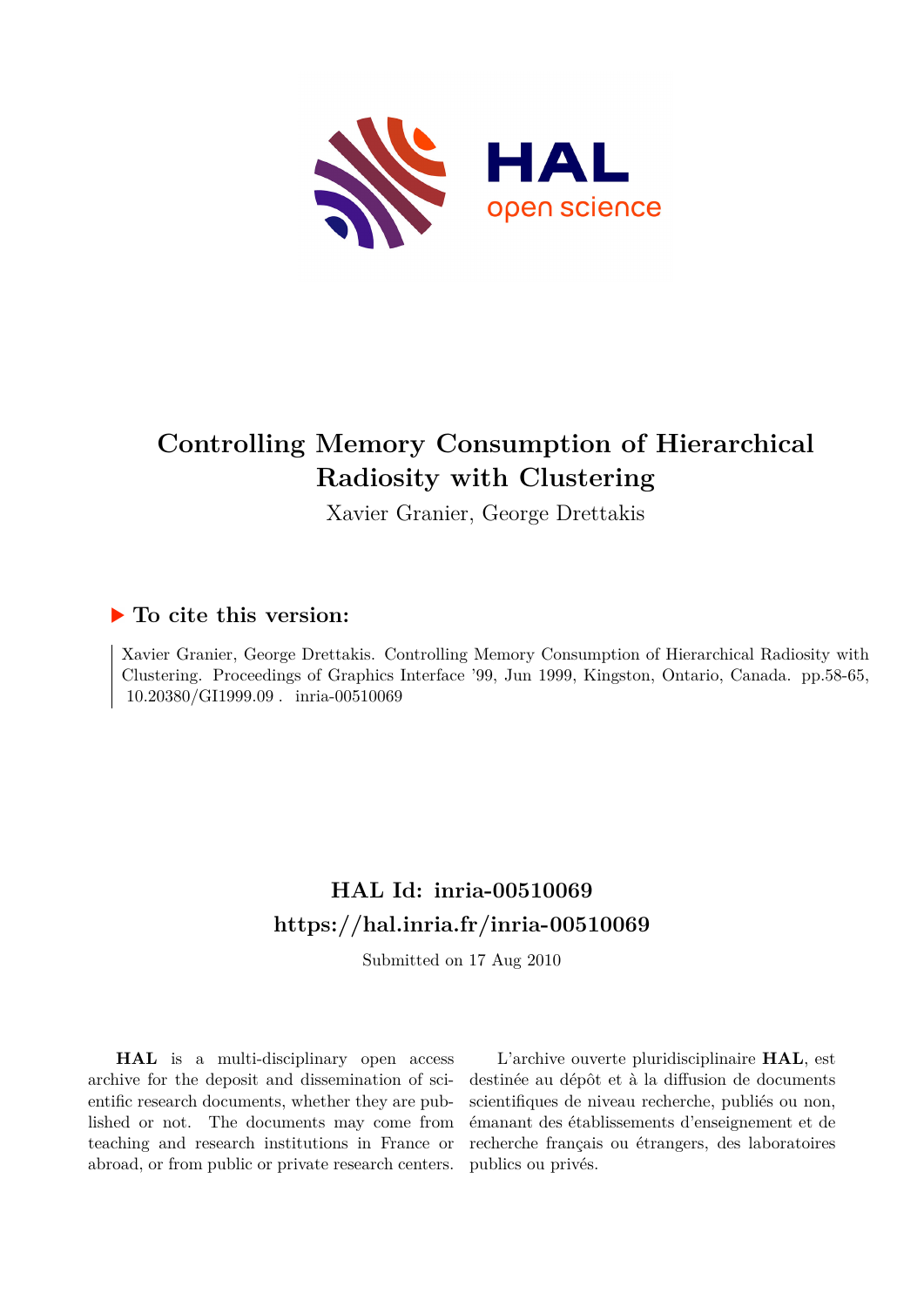# Controlling Memory Consumption of Hierarchical Radiosity with Clustering

Xavier Granier, George Drettakis

## ▶ To cite this version:

Xavier Granier, George Drettakis. Controlling Memory Consumption of Hierarchical Radiosity with Clustering. Proceedings of Graphics Interface '99, Jun 1999, Kingston, Ontario, Canada. pp.58-65, 10.20380/GI1999.09 . inria-00510069

## HAL Id: inria-00510069

## https://hal.inria.fr/inria-00510069

Submitted on 17 Aug 2010

**HAL** is a multi-disciplinary open access archive for the deposit and dissemination of scientific research documents, whether they are published or not. The documents may come from teaching and research institutions in France or abroad, or from public or private research centers.

L'archive ouverte pluridisciplinaire **HAL**, est destinée au dépôt et à la diffusion de documents scientifiques de niveau recherche, publiés ou non, émanant des établissements d'enseignement et de recherche français ou étrangers, des laboratoires publics ou privés.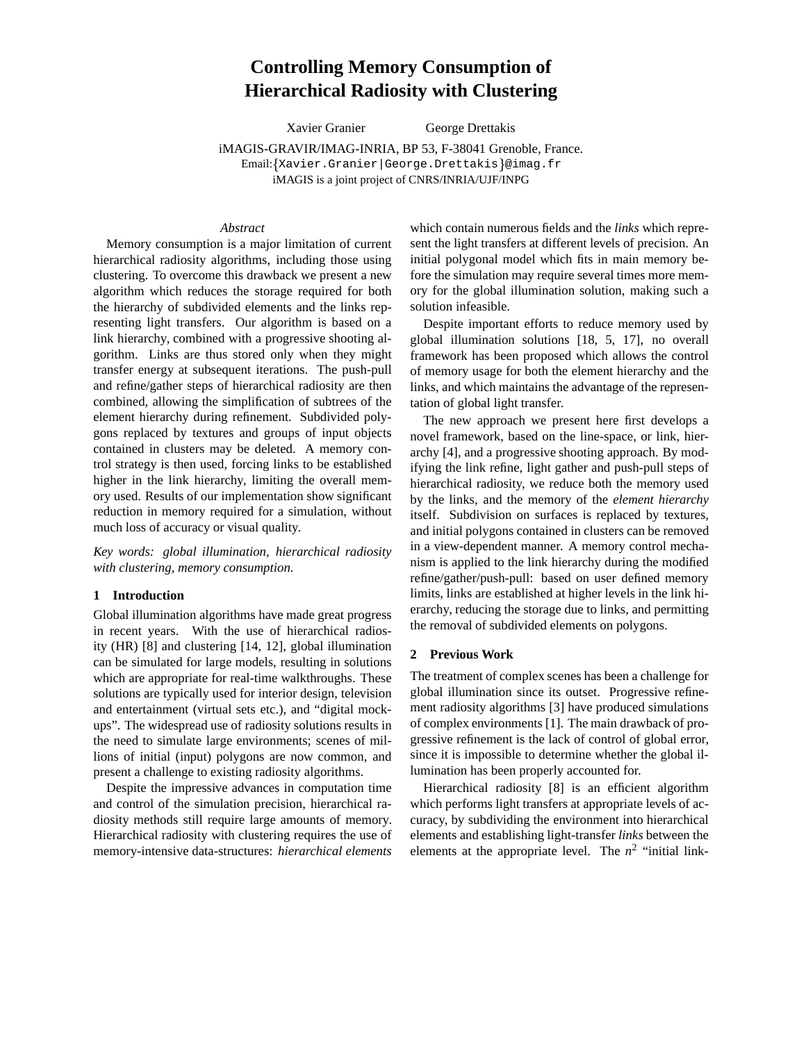# Controlling Memory Consumption of Hierarchical Radiosity with Clustering

Xavier Granier George Drettakis

iMAGIS-GRAVIR/IMAG-INRIA, BP 53, F-38041 Grenoble, France.
Email:{Xavier.Granier|George.Drettakis}@imag.fr
iMAGIS is a joint project of CNRS/INRIA/UJF/INPG

## Abstract

Memory consumption is a major limitation of current hierarchical radiosity algorithms, including those using clustering. To overcome this drawback we present a new algorithm which reduces the storage required for both the hierarchy of subdivided elements and the links representing light transfers. Our algorithm is based on a link hierarchy, combined with a progressive shooting algorithm. Links are thus stored only when they might transfer energy at subsequent iterations. The push-pull and refine/gather steps of hierarchical radiosity are then combined, allowing the simplification of subtrees of the element hierarchy during refinement. Subdivided polygons replaced by textures and groups of input objects contained in clusters may be deleted. A memory control strategy is then used, forcing links to be established higher in the link hierarchy, limiting the overall memory used. Results of our implementation show significant reduction in memory required for a simulation, without much loss of accuracy or visual quality.

*Key words: global illumination, hierarchical radiosity with clustering, memory consumption.*

## 1 Introduction

Global illumination algorithms have made great progress in recent years. With the use of hierarchical radiosity (HR) [8] and clustering [14, 12], global illumination can be simulated for large models, resulting in solutions which are appropriate for real-time walkthroughs. These solutions are typically used for interior design, television and entertainment (virtual sets etc.), and "digital mock-ups". The widespread use of radiosity solutions results in the need to simulate large environments; scenes of millions of initial (input) polygons are now common, and present a challenge to existing radiosity algorithms.

Despite the impressive advances in computation time and control of the simulation precision, hierarchical radiosity methods still require large amounts of memory. Hierarchical radiosity with clustering requires the use of memory-intensive data-structures: *hierarchical elements* which contain numerous fields and the *links* which represent the light transfers at different levels of precision. An initial polygonal model which fits in main memory before the simulation may require several times more memory for the global illumination solution, making such a solution infeasible.

Despite important efforts to reduce memory used by global illumination solutions [18, 5, 17], no overall framework has been proposed which allows the control of memory usage for both the element hierarchy and the links, and which maintains the advantage of the representation of global light transfer.

The new approach we present here first develops a novel framework, based on the line-space, or link, hierarchy [4], and a progressive shooting approach. By modifying the link refine, light gather and push-pull steps of hierarchical radiosity, we reduce both the memory used by the links, and the memory of the *element hierarchy* itself. Subdivision on surfaces is replaced by textures, and initial polygons contained in clusters can be removed in a view-dependent manner. A memory control mechanism is applied to the link hierarchy during the modified refine/gather/push-pull: based on user defined memory limits, links are established at higher levels in the link hierarchy, reducing the storage due to links, and permitting the removal of subdivided elements on polygons.

## 2 Previous Work

The treatment of complex scenes has been a challenge for global illumination since its outset. Progressive refinement radiosity algorithms [3] have produced simulations of complex environments [1]. The main drawback of progressive refinement is the lack of control of global error, since it is impossible to determine whether the global illumination has been properly accounted for.

Hierarchical radiosity [8] is an efficient algorithm which performs light transfers at appropriate levels of accuracy, by subdividing the environment into hierarchical elements and establishing light-transfer *links* between the elements at the appropriate level. The $n^2$ "initial link-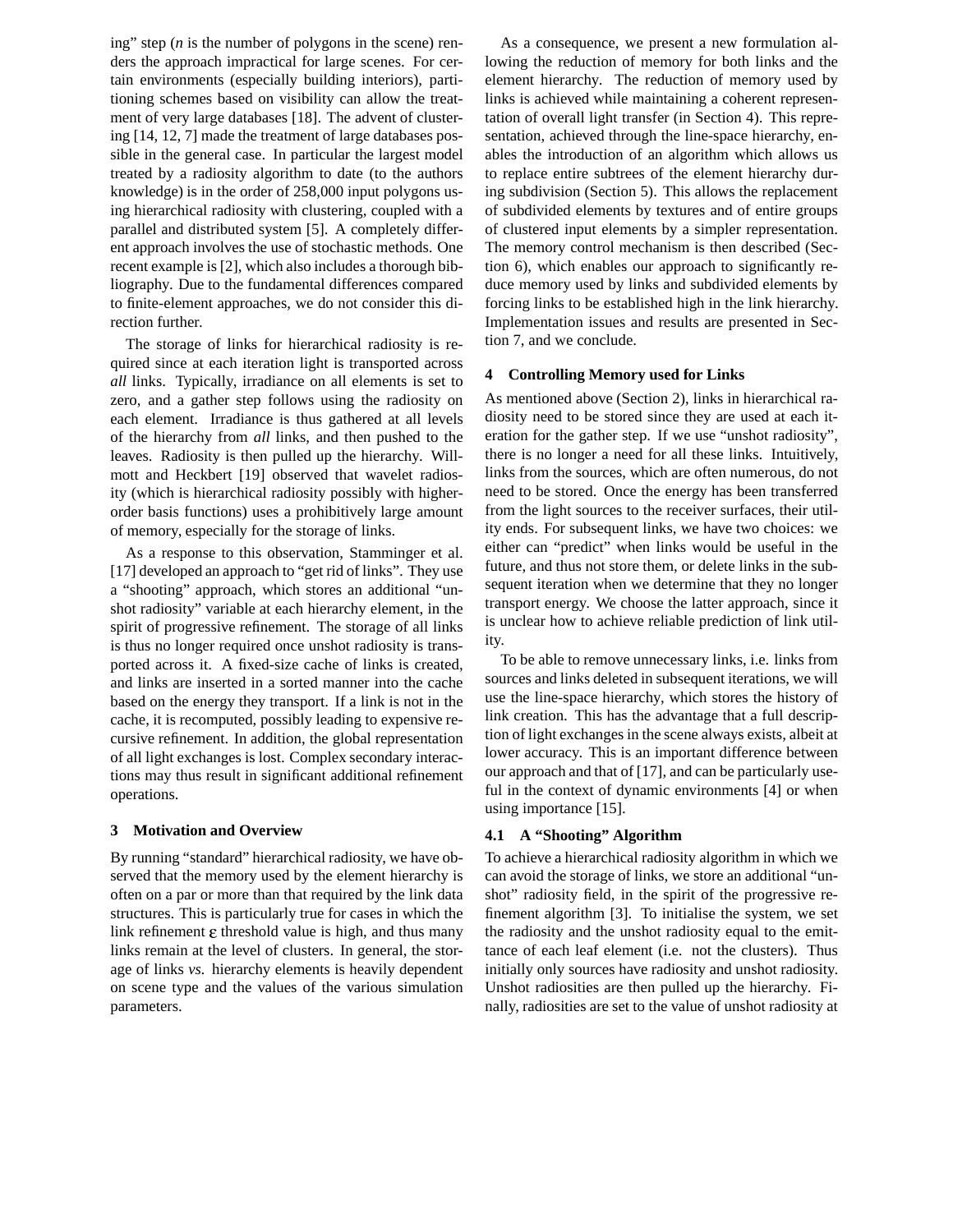ing" step ($n$ is the number of polygons in the scene) renders the approach impractical for large scenes. For certain environments (especially building interiors), partitioning schemes based on visibility can allow the treatment of very large databases [18]. The advent of clustering [14, 12, 7] made the treatment of large databases possible in the general case. In particular the largest model treated by a radiosity algorithm to date (to the authors knowledge) is in the order of 258,000 input polygons using hierarchical radiosity with clustering, coupled with a parallel and distributed system [5]. A completely different approach involves the use of stochastic methods. One recent example is [2], which also includes a thorough bibliography. Due to the fundamental differences compared to finite-element approaches, we do not consider this direction further.

The storage of links for hierarchical radiosity is required since at each iteration light is transported across *all* links. Typically, irradiance on all elements is set to zero, and a gather step follows using the radiosity on each element. Irradiance is thus gathered at all levels of the hierarchy from *all* links, and then pushed to the leaves. Radiosity is then pulled up the hierarchy. Willmott and Heckbert [19] observed that wavelet radiosity (which is hierarchical radiosity possibly with higher-order basis functions) uses a prohibitively large amount of memory, especially for the storage of links.

As a response to this observation, Stamminger et al. [17] developed an approach to "get rid of links". They use a "shooting" approach, which stores an additional "unshot radiosity" variable at each hierarchy element, in the spirit of progressive refinement. The storage of all links is thus no longer required once unshot radiosity is transported across it. A fixed-size cache of links is created, and links are inserted in a sorted manner into the cache based on the energy they transport. If a link is not in the cache, it is recomputed, possibly leading to expensive recursive refinement. In addition, the global representation of all light exchanges is lost. Complex secondary interactions may thus result in significant additional refinement operations.

## 3 Motivation and Overview

By running "standard" hierarchical radiosity, we have observed that the memory used by the element hierarchy is often on a par or more than that required by the link data structures. This is particularly true for cases in which the link refinement $\varepsilon$ threshold value is high, and thus many links remain at the level of clusters. In general, the storage of links *vs.* hierarchy elements is heavily dependent on scene type and the values of the various simulation parameters.

As a consequence, we present a new formulation allowing the reduction of memory for both links and the element hierarchy. The reduction of memory used by links is achieved while maintaining a coherent representation of overall light transfer (in Section 4). This representation, achieved through the line-space hierarchy, enables the introduction of an algorithm which allows us to replace entire subtrees of the element hierarchy during subdivision (Section 5). This allows the replacement of subdivided elements by textures and of entire groups of clustered input elements by a simpler representation. The memory control mechanism is then described (Section 6), which enables our approach to significantly reduce memory used by links and subdivided elements by forcing links to be established high in the link hierarchy. Implementation issues and results are presented in Section 7, and we conclude.

## 4 Controlling Memory used for Links

As mentioned above (Section 2), links in hierarchical radiosity need to be stored since they are used at each iteration for the gather step. If we use "unshot radiosity", there is no longer a need for all these links. Intuitively, links from the sources, which are often numerous, do not need to be stored. Once the energy has been transferred from the light sources to the receiver surfaces, their utility ends. For subsequent links, we have two choices: we either can "predict" when links would be useful in the future, and thus not store them, or delete links in the subsequent iteration when we determine that they no longer transport energy. We choose the latter approach, since it is unclear how to achieve reliable prediction of link utility.

To be able to remove unnecessary links, i.e. links from sources and links deleted in subsequent iterations, we will use the line-space hierarchy, which stores the history of link creation. This has the advantage that a full description of light exchanges in the scene always exists, albeit at lower accuracy. This is an important difference between our approach and that of [17], and can be particularly useful in the context of dynamic environments [4] or when using importance [15].

### 4.1 A "Shooting" Algorithm

To achieve a hierarchical radiosity algorithm in which we can avoid the storage of links, we store an additional "unshot" radiosity field, in the spirit of the progressive refinement algorithm [3]. To initialise the system, we set the radiosity and the unshot radiosity equal to the emittance of each leaf element (i.e. not the clusters). Thus initially only sources have radiosity and unshot radiosity. Unshot radiosities are then pulled up the hierarchy. Finally, radiosities are set to the value of unshot radiosity at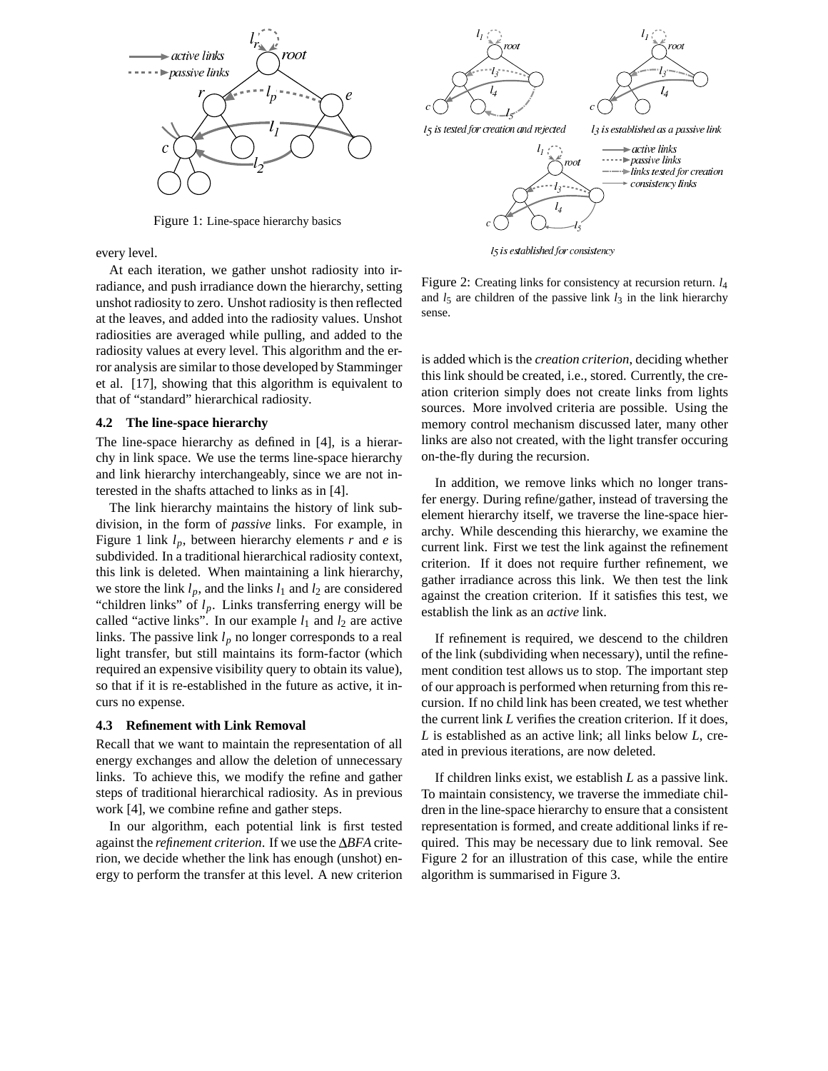Figure 1: Line-space hierarchy basics

every level.

At each iteration, we gather unshot radiosity into irradiance, and push irradiance down the hierarchy, setting unshot radiosity to zero. Unshot radiosity is then reflected at the leaves, and added into the radiosity values. Unshot radiosities are averaged while pulling, and added to the radiosity values at every level. This algorithm and the error analysis are similar to those developed by Stamminger et al. [17], showing that this algorithm is equivalent to that of "standard" hierarchical radiosity.

### 4.2 The line-space hierarchy

The line-space hierarchy as defined in [4], is a hierarchy in link space. We use the terms line-space hierarchy and link hierarchy interchangeably, since we are not interested in the shafts attached to links as in [4].

The link hierarchy maintains the history of link subdivision, in the form of *passive* links. For example, in Figure 1 link $l_p$, between hierarchy elements $r$ and $e$ is subdivided. In a traditional hierarchical radiosity context, this link is deleted. When maintaining a link hierarchy, we store the link $l_p$, and the links $l_1$ and $l_2$ are considered "children links" of $l_p$. Links transferring energy will be called "active links". In our example $l_1$ and $l_2$ are active links. The passive link $l_p$ no longer corresponds to a real light transfer, but still maintains its form-factor (which required an expensive visibility query to obtain its value), so that if it is re-established in the future as active, it incurs no expense.

### 4.3 Refinement with Link Removal

Recall that we want to maintain the representation of all energy exchanges and allow the deletion of unnecessary links. To achieve this, we modify the refine and gather steps of traditional hierarchical radiosity. As in previous work [4], we combine refine and gather steps.

In our algorithm, each potential link is first tested against the *refinement criterion*. If we use the $\Delta$*BFA* criterion, we decide whether the link has enough (unshot) energy to perform the transfer at this level. A new criterion is added which is the *creation criterion*, deciding whether this link should be created, i.e., stored. Currently, the creation criterion simply does not create links from lights sources. More involved criteria are possible. Using the memory control mechanism discussed later, many other links are also not created, with the light transfer occuring on-the-fly during the recursion.

In addition, we remove links which no longer transfer energy. During refine/gather, instead of traversing the element hierarchy itself, we traverse the line-space hierarchy. While descending this hierarchy, we examine the current link. First we test the link against the refinement criterion. If it does not require further refinement, we gather irradiance across this link. We then test the link against the creation criterion. If it satisfies this test, we establish the link as an *active* link.

If refinement is required, we descend to the children of the link (subdividing when necessary), until the refinement condition test allows us to stop. The important step of our approach is performed when returning from this recursion. If no child link has been created, we test whether the current link $L$ verifies the creation criterion. If it does, $L$ is established as an active link; all links below $L$, created in previous iterations, are now deleted.

If children links exist, we establish $L$ as a passive link. To maintain consistency, we traverse the immediate children in the line-space hierarchy to ensure that a consistent representation is formed, and create additional links if required. This may be necessary due to link removal. See Figure 2 for an illustration of this case, while the entire algorithm is summarised in Figure 3.

Figure 2: Creating links for consistency at recursion return. $l_4$ and $l_5$ are children of the passive link $l_3$ in the link hierarchy sense.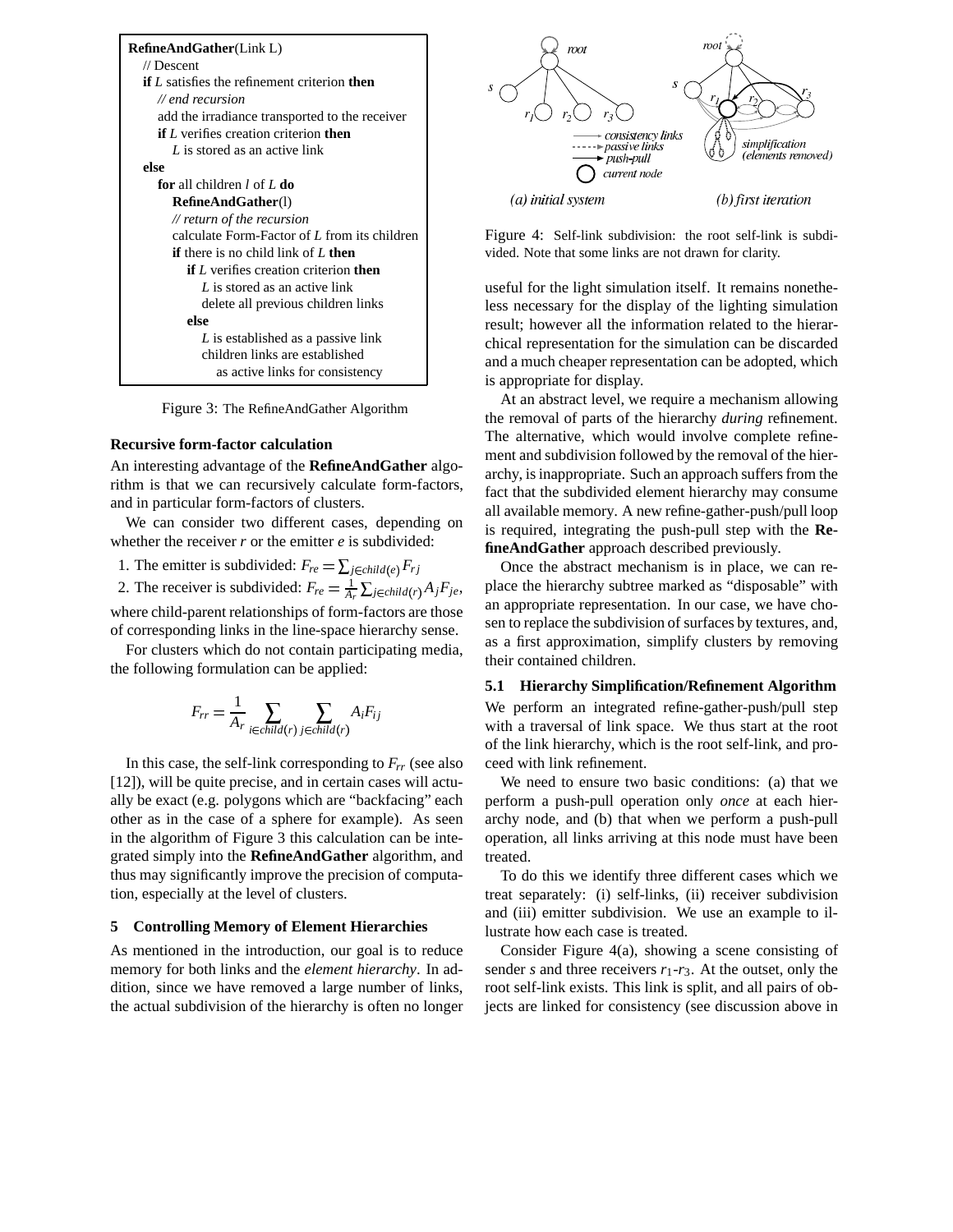```
RefineAndGather(Link L)
  // Descent
  if L satisfies the refinement criterion then
    // end recursion
    add the irradiance transported to the receiver
    if L verifies creation criterion then
      L is stored as an active link
  else
    for all children l of L do
      RefineAndGather(l)
      // return of the recursion
      calculate Form-Factor of L from its children
      if there is no child link of L then
        if L verifies creation criterion then
          L is stored as an active link
          delete all previous children links
        else
          L is established as a passive link
          children links are established
            as active links for consistency
```

Figure 3: The RefineAndGather Algorithm

**Recursive form-factor calculation**

An interesting advantage of the **RefineAndGather** algorithm is that we can recursively calculate form-factors, and in particular form-factors of clusters.

We can consider two different cases, depending on whether the receiver $r$ or the emitter $e$ is subdivided:

1. The emitter is subdivided: $F_{re} = \sum_{j \in child(e)} F_{rj}$
2. The receiver is subdivided: $F_{re} = \frac{1}{A_r} \sum_{j \in child(r)} A_j F_{je}$,

where child-parent relationships of form-factors are those of corresponding links in the line-space hierarchy sense.

For clusters which do not contain participating media, the following formulation can be applied:

$$F_{rr} = \frac{1}{A_r} \sum_{i \in child(r)} \sum_{j \in child(r)} A_i F_{ij}$$

In this case, the self-link corresponding to $F_{rr}$ (see also [12]), will be quite precise, and in certain cases will actually be exact (e.g. polygons which are "backfacing" each other as in the case of a sphere for example). As seen in the algorithm of Figure 3 this calculation can be integrated simply into the **RefineAndGather** algorithm, and thus may significantly improve the precision of computation, especially at the level of clusters.

## 5 Controlling Memory of Element Hierarchies

As mentioned in the introduction, our goal is to reduce memory for both links and the *element hierarchy*. In addition, since we have removed a large number of links, the actual subdivision of the hierarchy is often no longer useful for the light simulation itself. It remains nonetheless necessary for the display of the lighting simulation result; however all the information related to the hierarchical representation for the simulation can be discarded and a much cheaper representation can be adopted, which is appropriate for display.

Figure 4: Self-link subdivision: the root self-link is subdivided. Note that some links are not drawn for clarity.

At an abstract level, we require a mechanism allowing the removal of parts of the hierarchy *during* refinement. The alternative, which would involve complete refinement and subdivision followed by the removal of the hierarchy, is inappropriate. Such an approach suffers from the fact that the subdivided element hierarchy may consume all available memory. A new refine-gather-push/pull loop is required, integrating the push-pull step with the **RefineAndGather** approach described previously.

Once the abstract mechanism is in place, we can replace the hierarchy subtree marked as "disposable" with an appropriate representation. In our case, we have chosen to replace the subdivision of surfaces by textures, and, as a first approximation, simplify clusters by removing their contained children.

### 5.1 Hierarchy Simplification/Refinement Algorithm

We perform an integrated refine-gather-push/pull step with a traversal of link space. We thus start at the root of the link hierarchy, which is the root self-link, and proceed with link refinement.

We need to ensure two basic conditions: (a) that we perform a push-pull operation only *once* at each hierarchy node, and (b) that when we perform a push-pull operation, all links arriving at this node must have been treated.

To do this we identify three different cases which we treat separately: (i) self-links, (ii) receiver subdivision and (iii) emitter subdivision. We use an example to illustrate how each case is treated.

Consider Figure 4(a), showing a scene consisting of sender $s$ and three receivers $r_1$-$r_3$. At the outset, only the root self-link exists. This link is split, and all pairs of objects are linked for consistency (see discussion above in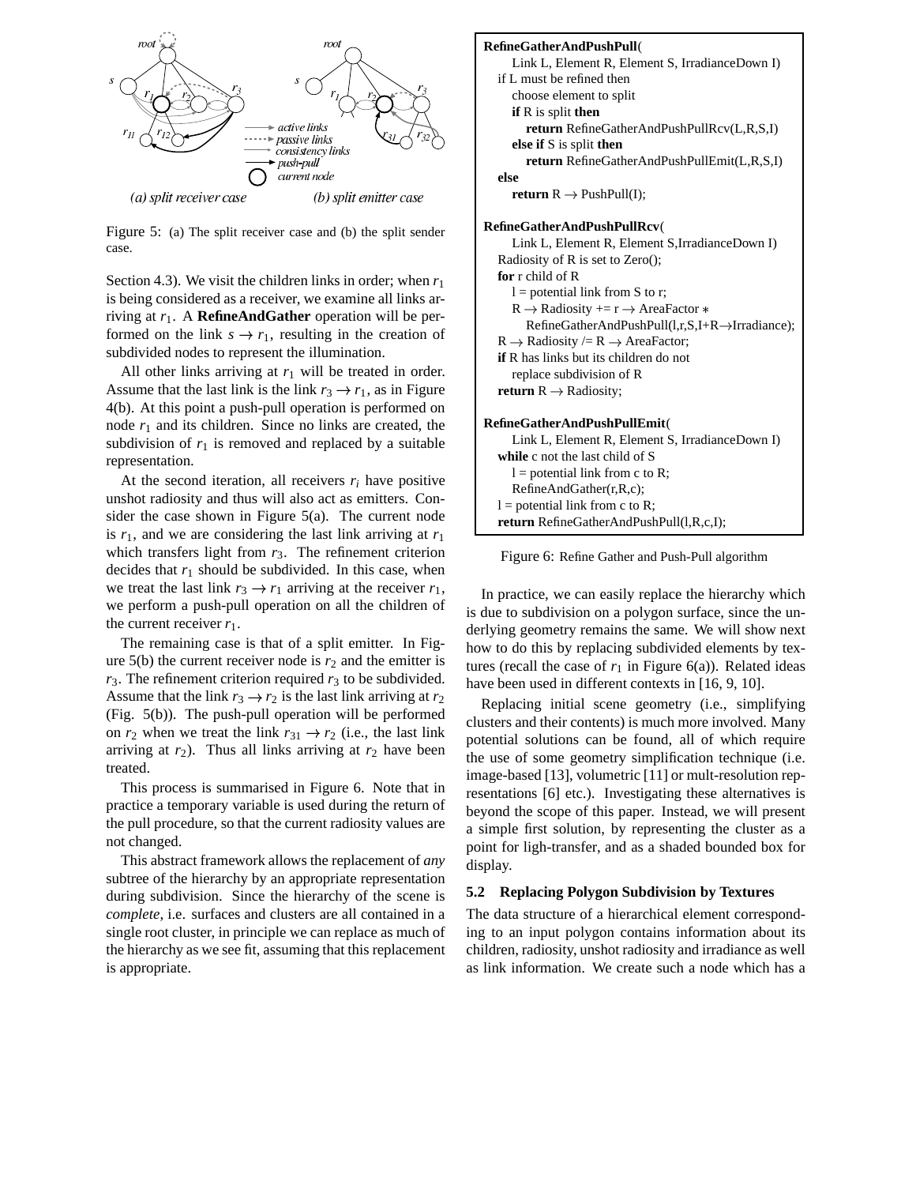Figure 5: (a) The split receiver case and (b) the split sender case.

Section 4.3). We visit the children links in order; when $r_1$ is being considered as a receiver, we examine all links arriving at $r_1$. A **RefineAndGather** operation will be performed on the link $s \rightarrow r_1$, resulting in the creation of subdivided nodes to represent the illumination.

All other links arriving at $r_1$ will be treated in order. Assume that the last link is the link $r_3 \rightarrow r_1$, as in Figure 4(b). At this point a push-pull operation is performed on node $r_1$ and its children. Since no links are created, the subdivision of $r_1$ is removed and replaced by a suitable representation.

At the second iteration, all receivers $r_i$ have positive unshot radiosity and thus will also act as emitters. Consider the case shown in Figure 5(a). The current node is $r_1$, and we are considering the last link arriving at $r_1$ which transfers light from $r_3$. The refinement criterion decides that $r_1$ should be subdivided. In this case, when we treat the last link $r_3 \rightarrow r_1$ arriving at the receiver $r_1$, we perform a push-pull operation on all the children of the current receiver $r_1$.

The remaining case is that of a split emitter. In Figure 5(b) the current receiver node is $r_2$ and the emitter is $r_3$. The refinement criterion required $r_3$ to be subdivided. Assume that the link $r_3 \rightarrow r_2$ is the last link arriving at $r_2$ (Fig. 5(b)). The push-pull operation will be performed on $r_2$ when we treat the link $r_{31} \rightarrow r_2$ (i.e., the last link arriving at $r_2$). Thus all links arriving at $r_2$ have been treated.

This process is summarised in Figure 6. Note that in practice a temporary variable is used during the return of the pull procedure, so that the current radiosity values are not changed.

This abstract framework allows the replacement of *any* subtree of the hierarchy by an appropriate representation during subdivision. Since the hierarchy of the scene is *complete*, i.e. surfaces and clusters are all contained in a single root cluster, in principle we can replace as much of the hierarchy as we see fit, assuming that this replacement is appropriate.

```
RefineGatherAndPushPull(
    Link L, Element R, Element S, IrradianceDown I)
  if L must be refined then
    choose element to split
    if R is split then
      return RefineGatherAndPushPullRcv(L,R,S,I)
    else if S is split then
      return RefineGatherAndPushPullEmit(L,R,S,I)
  else
    return R → PushPull(I);

RefineGatherAndPushPullRcv(
    Link L, Element R, Element S,IrradianceDown I)
  Radiosity of R is set to Zero();
  for r child of R
    l = potential link from S to r;
    R → Radiosity += r → AreaFactor ∗
      RefineGatherAndPushPull(l,r,S,I+R→Irradiance);
  R → Radiosity /= R → AreaFactor;
  if R has links but its children do not
    replace subdivision of R
  return R → Radiosity;

RefineGatherAndPushPullEmit(
    Link L, Element R, Element S, IrradianceDown I)
  while c not the last child of S
    l = potential link from c to R;
    RefineAndGather(r,R,c);
  l = potential link from c to R;
  return RefineGatherAndPushPull(l,R,c,I);
```

Figure 6: Refine Gather and Push-Pull algorithm

In practice, we can easily replace the hierarchy which is due to subdivision on a polygon surface, since the underlying geometry remains the same. We will show next how to do this by replacing subdivided elements by textures (recall the case of $r_1$ in Figure 6(a)). Related ideas have been used in different contexts in [16, 9, 10].

Replacing initial scene geometry (i.e., simplifying clusters and their contents) is much more involved. Many potential solutions can be found, all of which require the use of some geometry simplification technique (i.e. image-based [13], volumetric [11] or mult-resolution representations [6] etc.). Investigating these alternatives is beyond the scope of this paper. Instead, we will present a simple first solution, by representing the cluster as a point for ligh-transfer, and as a shaded bounded box for display.

### 5.2 Replacing Polygon Subdivision by Textures

The data structure of a hierarchical element corresponding to an input polygon contains information about its children, radiosity, unshot radiosity and irradiance as well as link information. We create such a node which has a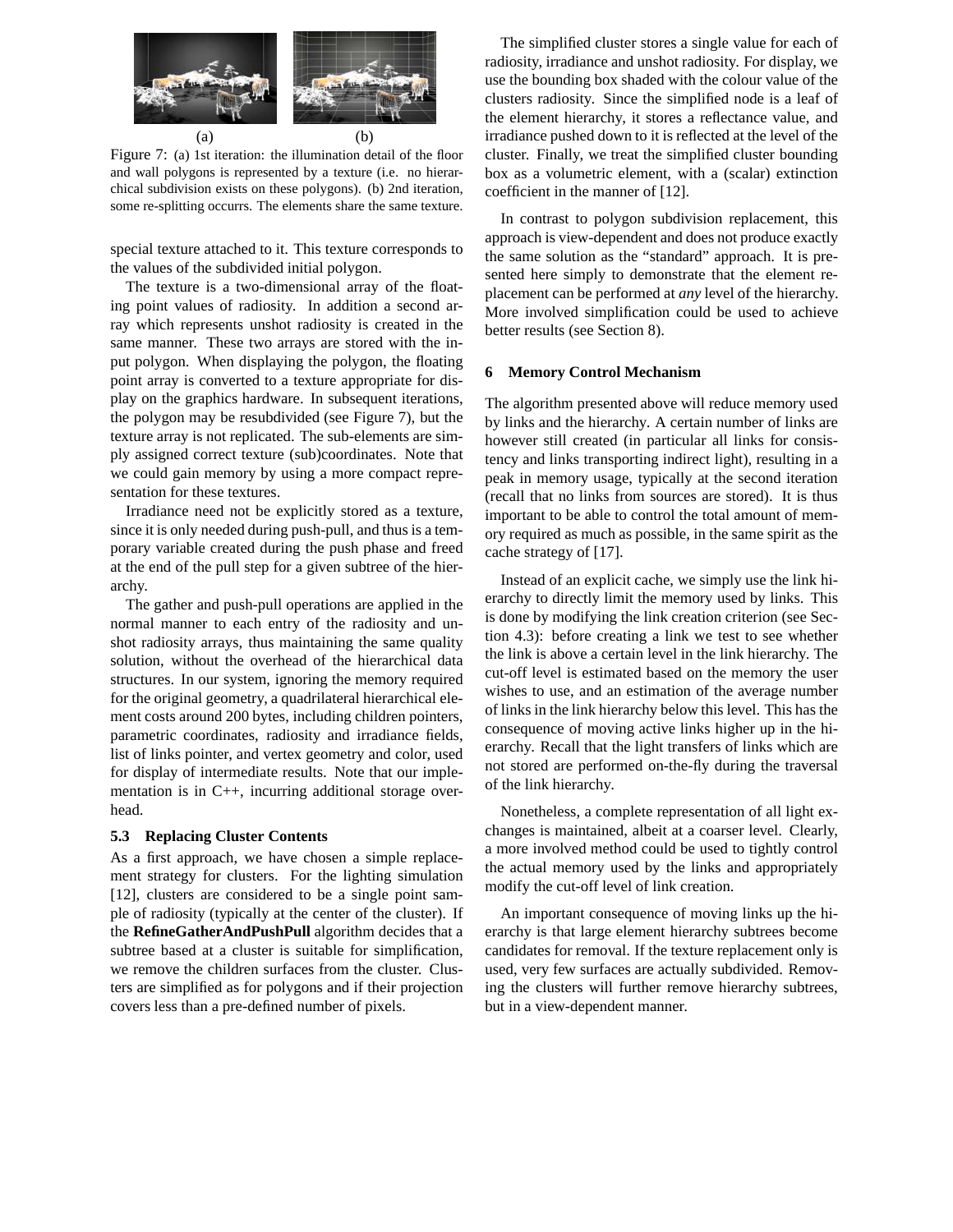(a) (b)

Figure 7: (a) 1st iteration: the illumination detail of the floor and wall polygons is represented by a texture (i.e. no hierarchical subdivision exists on these polygons). (b) 2nd iteration, some re-splitting occurrs. The elements share the same texture.

special texture attached to it. This texture corresponds to the values of the subdivided initial polygon.

The texture is a two-dimensional array of the floating point values of radiosity. In addition a second array which represents unshot radiosity is created in the same manner. These two arrays are stored with the input polygon. When displaying the polygon, the floating point array is converted to a texture appropriate for display on the graphics hardware. In subsequent iterations, the polygon may be resubdivided (see Figure 7), but the texture array is not replicated. The sub-elements are simply assigned correct texture (sub)coordinates. Note that we could gain memory by using a more compact representation for these textures.

Irradiance need not be explicitly stored as a texture, since it is only needed during push-pull, and thus is a temporary variable created during the push phase and freed at the end of the pull step for a given subtree of the hierarchy.

The gather and push-pull operations are applied in the normal manner to each entry of the radiosity and unshot radiosity arrays, thus maintaining the same quality solution, without the overhead of the hierarchical data structures. In our system, ignoring the memory required for the original geometry, a quadrilateral hierarchical element costs around 200 bytes, including children pointers, parametric coordinates, radiosity and irradiance fields, list of links pointer, and vertex geometry and color, used for display of intermediate results. Note that our implementation is in C++, incurring additional storage overhead.

### 5.3 Replacing Cluster Contents

As a first approach, we have chosen a simple replacement strategy for clusters. For the lighting simulation [12], clusters are considered to be a single point sample of radiosity (typically at the center of the cluster). If the **RefineGatherAndPushPull** algorithm decides that a subtree based at a cluster is suitable for simplification, we remove the children surfaces from the cluster. Clusters are simplified as for polygons and if their projection covers less than a pre-defined number of pixels.

The simplified cluster stores a single value for each of radiosity, irradiance and unshot radiosity. For display, we use the bounding box shaded with the colour value of the clusters radiosity. Since the simplified node is a leaf of the element hierarchy, it stores a reflectance value, and irradiance pushed down to it is reflected at the level of the cluster. Finally, we treat the simplified cluster bounding box as a volumetric element, with a (scalar) extinction coefficient in the manner of [12].

In contrast to polygon subdivision replacement, this approach is view-dependent and does not produce exactly the same solution as the "standard" approach. It is presented here simply to demonstrate that the element replacement can be performed at *any* level of the hierarchy. More involved simplification could be used to achieve better results (see Section 8).

## 6 Memory Control Mechanism

The algorithm presented above will reduce memory used by links and the hierarchy. A certain number of links are however still created (in particular all links for consistency and links transporting indirect light), resulting in a peak in memory usage, typically at the second iteration (recall that no links from sources are stored). It is thus important to be able to control the total amount of memory required as much as possible, in the same spirit as the cache strategy of [17].

Instead of an explicit cache, we simply use the link hierarchy to directly limit the memory used by links. This is done by modifying the link creation criterion (see Section 4.3): before creating a link we test to see whether the link is above a certain level in the link hierarchy. The cut-off level is estimated based on the memory the user wishes to use, and an estimation of the average number of links in the link hierarchy below this level. This has the consequence of moving active links higher up in the hierarchy. Recall that the light transfers of links which are not stored are performed on-the-fly during the traversal of the link hierarchy.

Nonetheless, a complete representation of all light exchanges is maintained, albeit at a coarser level. Clearly, a more involved method could be used to tightly control the actual memory used by the links and appropriately modify the cut-off level of link creation.

An important consequence of moving links up the hierarchy is that large element hierarchy subtrees become candidates for removal. If the texture replacement only is used, very few surfaces are actually subdivided. Removing the clusters will further remove hierarchy subtrees, but in a view-dependent manner.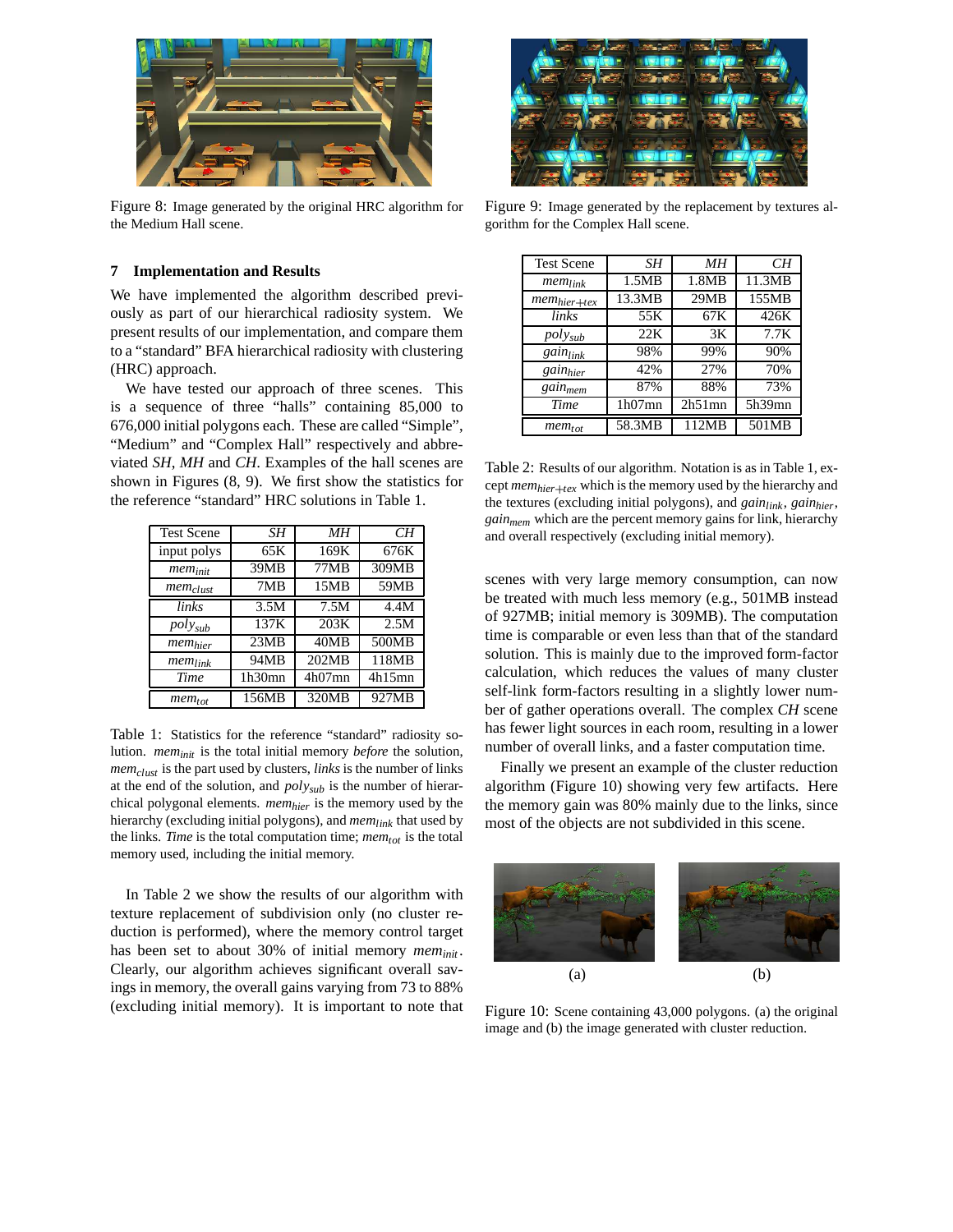Figure 8: Image generated by the original HRC algorithm for the Medium Hall scene.

Figure 9: Image generated by the replacement by textures algorithm for the Complex Hall scene.

## 7 Implementation and Results

We have implemented the algorithm described previously as part of our hierarchical radiosity system. We present results of our implementation, and compare them to a "standard" BFA hierarchical radiosity with clustering (HRC) approach.

We have tested our approach of three scenes. This is a sequence of three "halls" containing 85,000 to 676,000 initial polygons each. These are called "Simple", "Medium" and "Complex Hall" respectively and abbreviated *SH*, *MH* and *CH*. Examples of the hall scenes are shown in Figures (8, 9). We first show the statistics for the reference "standard" HRC solutions in Table 1.

| Test Scene | *SH* | *MH* | *CH* |
|---|---|---|---|
| input polys | 65K | 169K | 676K |
| $mem_{init}$ | 39MB | 77MB | 309MB |
| $mem_{clust}$ | 7MB | 15MB | 59MB |
| *links* | 3.5M | 7.5M | 4.4M |
| $poly_{sub}$ | 137K | 203K | 2.5M |
| $mem_{hier}$ | 23MB | 40MB | 500MB |
| $mem_{link}$ | 94MB | 202MB | 118MB |
| *Time* | 1h30mn | 4h07mn | 4h15mn |
| $mem_{tot}$ | 156MB | 320MB | 927MB |

Table 1: Statistics for the reference "standard" radiosity solution. $mem_{init}$ is the total initial memory *before* the solution, $mem_{clust}$ is the part used by clusters, *links* is the number of links at the end of the solution, and $poly_{sub}$ is the number of hierarchical polygonal elements. $mem_{hier}$ is the memory used by the hierarchy (excluding initial polygons), and $mem_{link}$ that used by the links. *Time* is the total computation time; $mem_{tot}$ is the total memory used, including the initial memory.

In Table 2 we show the results of our algorithm with texture replacement of subdivision only (no cluster reduction is performed), where the memory control target has been set to about 30% of initial memory $mem_{init}$. Clearly, our algorithm achieves significant overall savings in memory, the overall gains varying from 73 to 88% (excluding initial memory). It is important to note that scenes with very large memory consumption, can now be treated with much less memory (e.g., 501MB instead of 927MB; initial memory is 309MB). The computation time is comparable or even less than that of the standard solution. This is mainly due to the improved form-factor calculation, which reduces the values of many cluster self-link form-factors resulting in a slightly lower number of gather operations overall. The complex *CH* scene has fewer light sources in each room, resulting in a lower number of overall links, and a faster computation time.

| Test Scene | *SH* | *MH* | *CH* |
|---|---|---|---|
| $mem_{link}$ | 1.5MB | 1.8MB | 11.3MB |
| $mem_{hier+tex}$ | 13.3MB | 29MB | 155MB |
| *links* | 55K | 67K | 426K |
| $poly_{sub}$ | 22K | 3K | 7.7K |
| $gain_{link}$ | 98% | 99% | 90% |
| $gain_{hier}$ | 42% | 27% | 70% |
| $gain_{mem}$ | 87% | 88% | 73% |
| *Time* | 1h07mn | 2h51mn | 5h39mn |
| $mem_{tot}$ | 58.3MB | 112MB | 501MB |

Table 2: Results of our algorithm. Notation is as in Table 1, except $mem_{hier+tex}$ which is the memory used by the hierarchy and the textures (excluding initial polygons), and $gain_{link}$, $gain_{hier}$, $gain_{mem}$ which are the percent memory gains for link, hierarchy and overall respectively (excluding initial memory).

Finally we present an example of the cluster reduction algorithm (Figure 10) showing very few artifacts. Here the memory gain was 80% mainly due to the links, since most of the objects are not subdivided in this scene.

(a) (b)

Figure 10: Scene containing 43,000 polygons. (a) the original image and (b) the image generated with cluster reduction.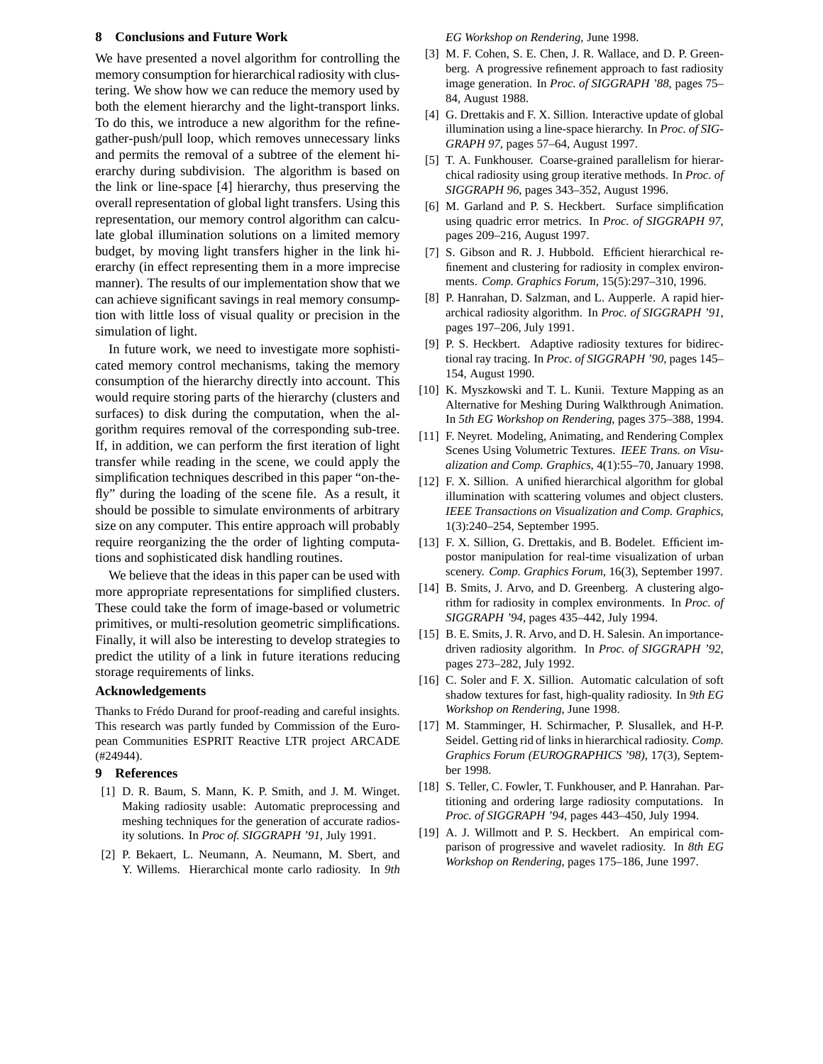## 8 Conclusions and Future Work

We have presented a novel algorithm for controlling the memory consumption for hierarchical radiosity with clustering. We show how we can reduce the memory used by both the element hierarchy and the light-transport links. To do this, we introduce a new algorithm for the refine-gather-push/pull loop, which removes unnecessary links and permits the removal of a subtree of the element hierarchy during subdivision. The algorithm is based on the link or line-space [4] hierarchy, thus preserving the overall representation of global light transfers. Using this representation, our memory control algorithm can calculate global illumination solutions on a limited memory budget, by moving light transfers higher in the link hierarchy (in effect representing them in a more imprecise manner). The results of our implementation show that we can achieve significant savings in real memory consumption with little loss of visual quality or precision in the simulation of light.

In future work, we need to investigate more sophisticated memory control mechanisms, taking the memory consumption of the hierarchy directly into account. This would require storing parts of the hierarchy (clusters and surfaces) to disk during the computation, when the algorithm requires removal of the corresponding sub-tree. If, in addition, we can perform the first iteration of light transfer while reading in the scene, we could apply the simplification techniques described in this paper "on-the-fly" during the loading of the scene file. As a result, it should be possible to simulate environments of arbitrary size on any computer. This entire approach will probably require reorganizing the the order of lighting computations and sophisticated disk handling routines.

We believe that the ideas in this paper can be used with more appropriate representations for simplified clusters. These could take the form of image-based or volumetric primitives, or multi-resolution geometric simplifications. Finally, it will also be interesting to develop strategies to predict the utility of a link in future iterations reducing storage requirements of links.

### Acknowledgements

Thanks to Frédo Durand for proof-reading and careful insights. This research was partly funded by Commission of the European Communities ESPRIT Reactive LTR project ARCADE (#24944).

## 9 References

[1] D. R. Baum, S. Mann, K. P. Smith, and J. M. Winget. Making radiosity usable: Automatic preprocessing and meshing techniques for the generation of accurate radiosity solutions. In *Proc of. SIGGRAPH '91*, July 1991.

[2] P. Bekaert, L. Neumann, A. Neumann, M. Sbert, and Y. Willems. Hierarchical monte carlo radiosity. In *9th EG Workshop on Rendering*, June 1998.

[3] M. F. Cohen, S. E. Chen, J. R. Wallace, and D. P. Greenberg. A progressive refinement approach to fast radiosity image generation. In *Proc. of SIGGRAPH '88*, pages 75–84, August 1988.

[4] G. Drettakis and F. X. Sillion. Interactive update of global illumination using a line-space hierarchy. In *Proc. of SIGGRAPH 97*, pages 57–64, August 1997.

[5] T. A. Funkhouser. Coarse-grained parallelism for hierarchical radiosity using group iterative methods. In *Proc. of SIGGRAPH 96*, pages 343–352, August 1996.

[6] M. Garland and P. S. Heckbert. Surface simplification using quadric error metrics. In *Proc. of SIGGRAPH 97*, pages 209–216, August 1997.

[7] S. Gibson and R. J. Hubbold. Efficient hierarchical refinement and clustering for radiosity in complex environments. *Comp. Graphics Forum*, 15(5):297–310, 1996.

[8] P. Hanrahan, D. Salzman, and L. Aupperle. A rapid hierarchical radiosity algorithm. In *Proc. of SIGGRAPH '91*, pages 197–206, July 1991.

[9] P. S. Heckbert. Adaptive radiosity textures for bidirectional ray tracing. In *Proc. of SIGGRAPH '90*, pages 145–154, August 1990.

[10] K. Myszkowski and T. L. Kunii. Texture Mapping as an Alternative for Meshing During Walkthrough Animation. In *5th EG Workshop on Rendering*, pages 375–388, 1994.

[11] F. Neyret. Modeling, Animating, and Rendering Complex Scenes Using Volumetric Textures. *IEEE Trans. on Visualization and Comp. Graphics*, 4(1):55–70, January 1998.

[12] F. X. Sillion. A unified hierarchical algorithm for global illumination with scattering volumes and object clusters. *IEEE Transactions on Visualization and Comp. Graphics*, 1(3):240–254, September 1995.

[13] F. X. Sillion, G. Drettakis, and B. Bodelet. Efficient impostor manipulation for real-time visualization of urban scenery. *Comp. Graphics Forum*, 16(3), September 1997.

[14] B. Smits, J. Arvo, and D. Greenberg. A clustering algorithm for radiosity in complex environments. In *Proc. of SIGGRAPH '94*, pages 435–442, July 1994.

[15] B. E. Smits, J. R. Arvo, and D. H. Salesin. An importance-driven radiosity algorithm. In *Proc. of SIGGRAPH '92*, pages 273–282, July 1992.

[16] C. Soler and F. X. Sillion. Automatic calculation of soft shadow textures for fast, high-quality radiosity. In *9th EG Workshop on Rendering*, June 1998.

[17] M. Stamminger, H. Schirmacher, P. Slusallek, and H-P. Seidel. Getting rid of links in hierarchical radiosity. *Comp. Graphics Forum (EUROGRAPHICS '98)*, 17(3), September 1998.

[18] S. Teller, C. Fowler, T. Funkhouser, and P. Hanrahan. Partitioning and ordering large radiosity computations. In *Proc. of SIGGRAPH '94*, pages 443–450, July 1994.

[19] A. J. Willmott and P. S. Heckbert. An empirical comparison of progressive and wavelet radiosity. In *8th EG Workshop on Rendering*, pages 175–186, June 1997.